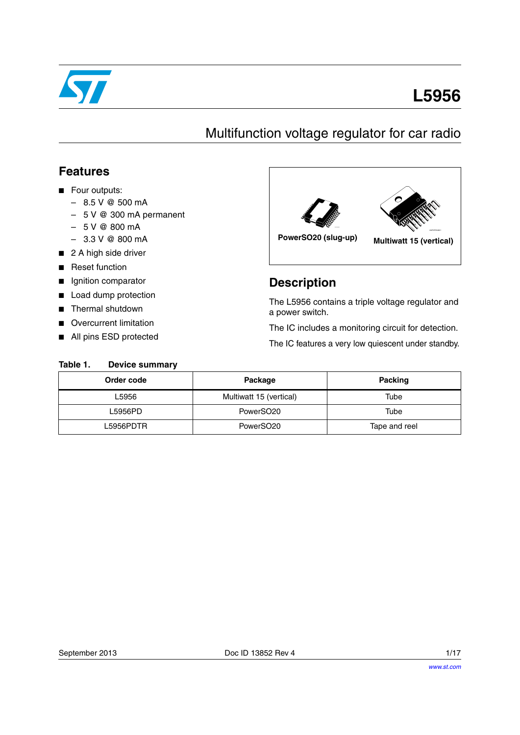# L5956

## Multifunction voltage regulator for car radio

## Features

- Four outputs:
  - 8.5 V @ 500 mA
  - 5 V @ 300 mA permanent
  - 5 V @ 800 mA
  - 3.3 V @ 800 mA
- 2 A high side driver
- Reset function
- Ignition comparator
- Load dump protection
- Thermal shutdown
- Overcurrent limitation
- All pins ESD protected

PowerSO20 (slug-up)

Multiwatt 15 (vertical)

## Description

The L5956 contains a triple voltage regulator and a power switch.

The IC includes a monitoring circuit for detection.

The IC features a very low quiescent under standby.

**Table 1. Device summary**

| Order code | Package | Packing |
|---|---|---|
| L5956 | Multiwatt 15 (vertical) | Tube |
| L5956PD | PowerSO20 | Tube |
| L5956PDTR | PowerSO20 | Tape and reel |

September 2013 Doc ID 13852 Rev 4

www.st.com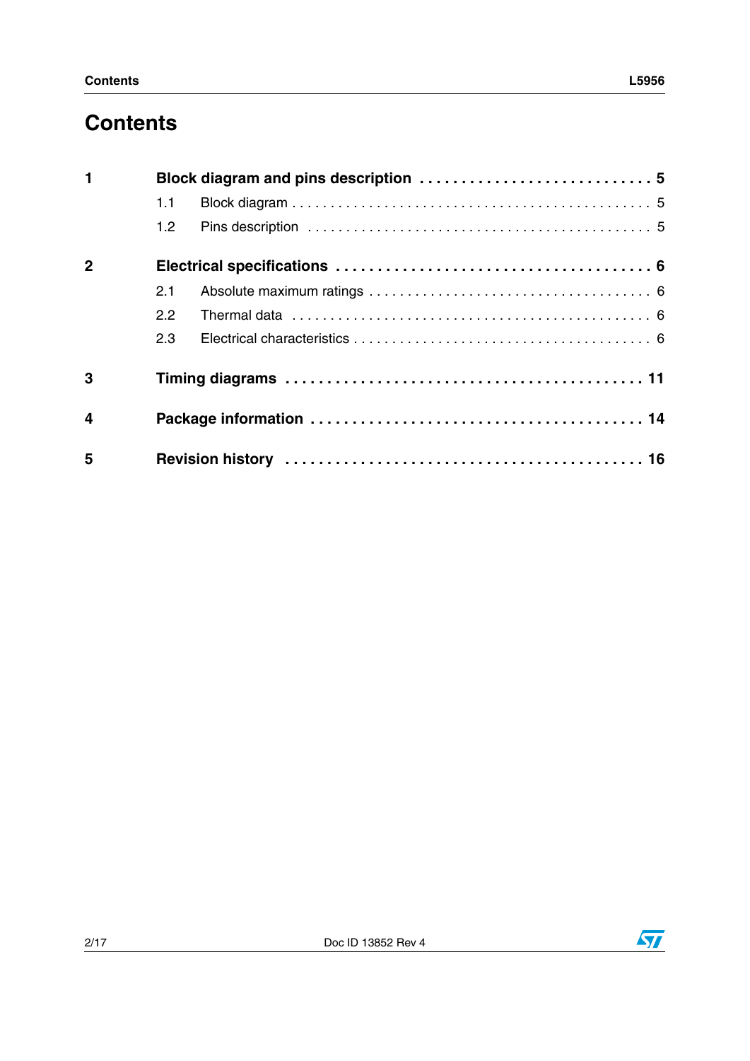# Contents

**1 Block diagram and pins description . . . . . . . . . . . . . . . . . . . . . . . . . . . 5**

1.1 Block diagram . . . . . . . . . . . . . . . . . . . . . . . . . . . . . . . . . . . . . . . . . . . . 5

1.2 Pins description . . . . . . . . . . . . . . . . . . . . . . . . . . . . . . . . . . . . . . . . . . 5

**2 Electrical specifications . . . . . . . . . . . . . . . . . . . . . . . . . . . . . . . . . . . . 6**

2.1 Absolute maximum ratings . . . . . . . . . . . . . . . . . . . . . . . . . . . . . . . . . . 6

2.2 Thermal data . . . . . . . . . . . . . . . . . . . . . . . . . . . . . . . . . . . . . . . . . . . . 6

2.3 Electrical characteristics . . . . . . . . . . . . . . . . . . . . . . . . . . . . . . . . . . . 6

**3 Timing diagrams . . . . . . . . . . . . . . . . . . . . . . . . . . . . . . . . . . . . . . . . . 11**

**4 Package information . . . . . . . . . . . . . . . . . . . . . . . . . . . . . . . . . . . . . 14**

**5 Revision history . . . . . . . . . . . . . . . . . . . . . . . . . . . . . . . . . . . . . . . . . 16**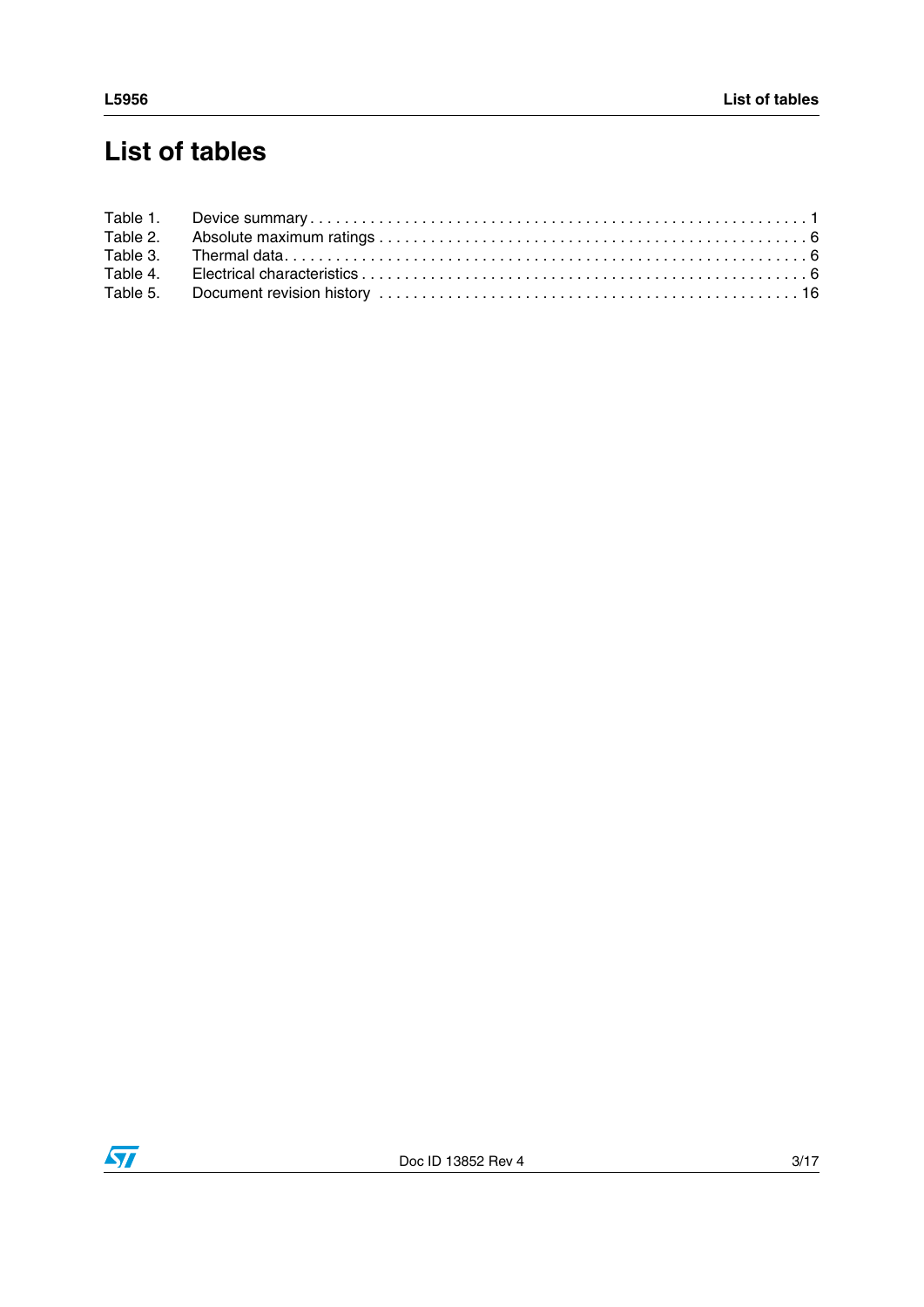# List of tables

Table 1. Device summary . . . . . . . . . . . . . . . . . . . . . . . . . . . . . . . . . . . . . . . . . . . . . . . . . . . . . . . . . 1
Table 2. Absolute maximum ratings . . . . . . . . . . . . . . . . . . . . . . . . . . . . . . . . . . . . . . . . . . . . . . . . . 6
Table 3. Thermal data. . . . . . . . . . . . . . . . . . . . . . . . . . . . . . . . . . . . . . . . . . . . . . . . . . . . . . . . . . . 6
Table 4. Electrical characteristics . . . . . . . . . . . . . . . . . . . . . . . . . . . . . . . . . . . . . . . . . . . . . . . . . . . 6
Table 5. Document revision history . . . . . . . . . . . . . . . . . . . . . . . . . . . . . . . . . . . . . . . . . . . . . . . . 16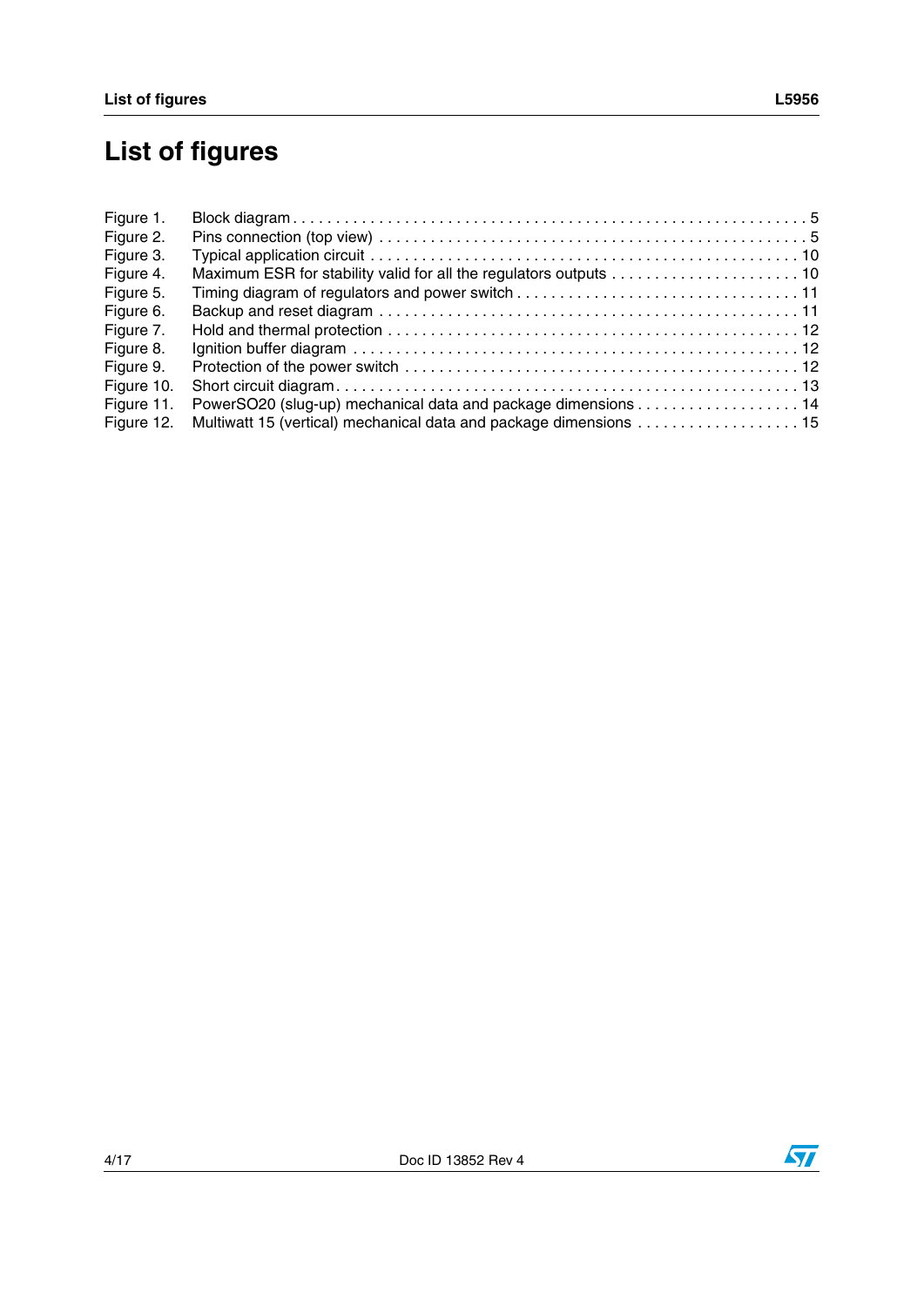# List of figures

| | | |
|---|---|---|
| Figure 1. | Block diagram | 5 |
| Figure 2. | Pins connection (top view) | 5 |
| Figure 3. | Typical application circuit | 10 |
| Figure 4. | Maximum ESR for stability valid for all the regulators outputs | 10 |
| Figure 5. | Timing diagram of regulators and power switch | 11 |
| Figure 6. | Backup and reset diagram | 11 |
| Figure 7. | Hold and thermal protection | 12 |
| Figure 8. | Ignition buffer diagram | 12 |
| Figure 9. | Protection of the power switch | 12 |
| Figure 10. | Short circuit diagram | 13 |
| Figure 11. | PowerSO20 (slug-up) mechanical data and package dimensions | 14 |
| Figure 12. | Multiwatt 15 (vertical) mechanical data and package dimensions | 15 |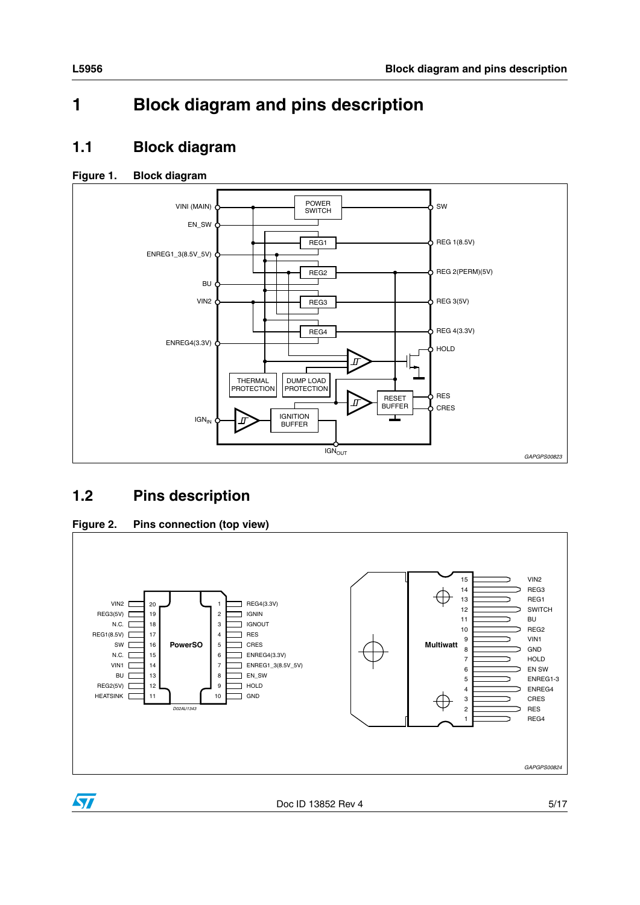# 1 Block diagram and pins description

## 1.1 Block diagram

**Figure 1. Block diagram**

## 1.2 Pins description

**Figure 2. Pins connection (top view)**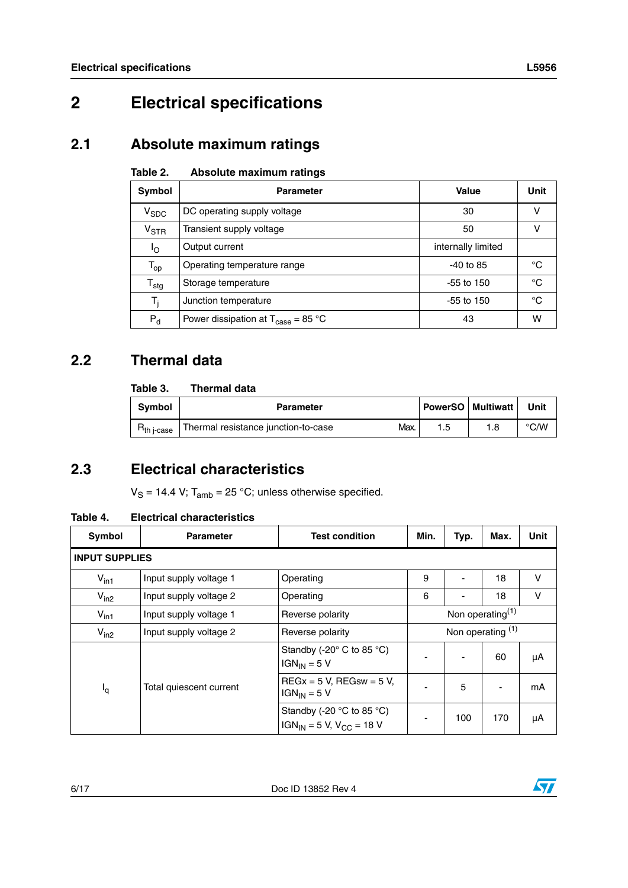# 2 Electrical specifications

## 2.1 Absolute maximum ratings

**Table 2. Absolute maximum ratings**

| Symbol | Parameter | Value | Unit |
|---|---|---|---|
| $V_{SDC}$ | DC operating supply voltage | 30 | V |
| $V_{STR}$ | Transient supply voltage | 50 | V |
| $I_O$ | Output current | internally limited | |
| $T_{op}$ | Operating temperature range | -40 to 85 | °C |
| $T_{stg}$ | Storage temperature | -55 to 150 | °C |
| $T_j$ | Junction temperature | -55 to 150 | °C |
| $P_d$ | Power dissipation at $T_{case}$ = 85 °C | 43 | W |

## 2.2 Thermal data

**Table 3. Thermal data**

| Symbol | Parameter | | PowerSO | Multiwatt | Unit |
|---|---|---|---|---|---|
| $R_{th\ j\text{-}case}$ | Thermal resistance junction-to-case | Max. | 1.5 | 1.8 | °C/W |

## 2.3 Electrical characteristics

$V_S$ = 14.4 V; $T_{amb}$ = 25 °C; unless otherwise specified.

**Table 4. Electrical characteristics**

| Symbol | Parameter | Test condition | Min. | Typ. | Max. | Unit |
|---|---|---|---|---|---|---|
| **INPUT SUPPLIES** | | | | | | |
| $V_{in1}$ | Input supply voltage 1 | Operating | 9 | - | 18 | V |
| $V_{in2}$ | Input supply voltage 2 | Operating | 6 | - | 18 | V |
| $V_{in1}$ | Input supply voltage 1 | Reverse polarity | Non operating[(1)] | | | |
| $V_{in2}$ | Input supply voltage 2 | Reverse polarity | Non operating [(1)] | | | |
| $I_q$ | Total quiescent current | Standby (-20° C to 85 °C) $IGN_{IN}$ = 5 V | - | - | 60 | µA |
| | | REGx = 5 V, REGsw = 5 V, $IGN_{IN}$ = 5 V | - | 5 | - | mA |
| | | Standby (-20 °C to 85 °C) $IGN_{IN}$ = 5 V, $V_{CC}$ = 18 V | - | 100 | 170 | µA |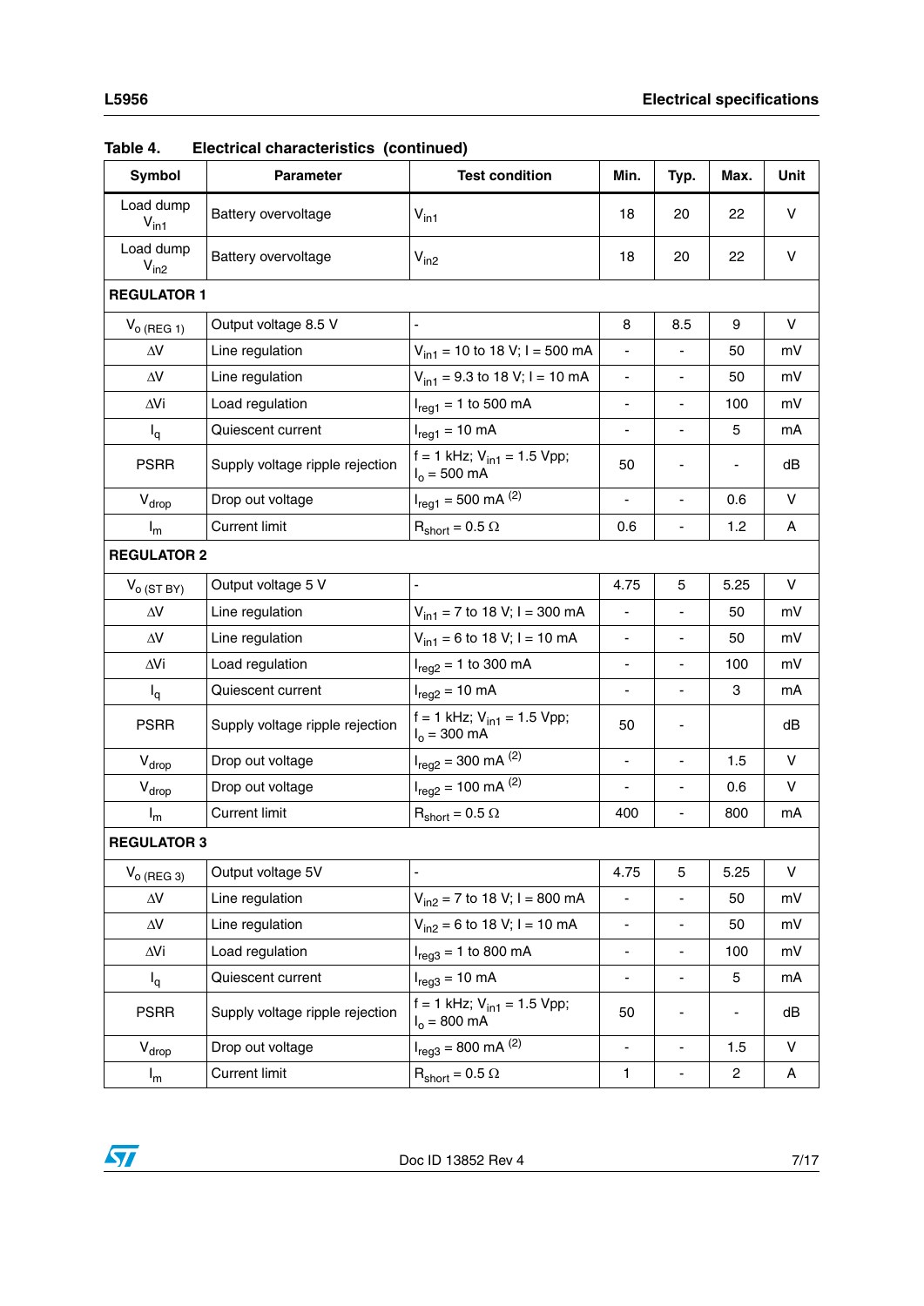**Table 4. Electrical characteristics (continued)**

| Symbol | Parameter | Test condition | Min. | Typ. | Max. | Unit |
|---|---|---|---|---|---|---|
| Load dump $V_{in1}$ | Battery overvoltage | $V_{in1}$ | 18 | 20 | 22 | V |
| Load dump $V_{in2}$ | Battery overvoltage | $V_{in2}$ | 18 | 20 | 22 | V |
| **REGULATOR 1** | | | | | | |
| $V_{o\ (REG\ 1)}$ | Output voltage 8.5 V | - | 8 | 8.5 | 9 | V |
| $\Delta V$ | Line regulation | $V_{in1}$ = 10 to 18 V; I = 500 mA | - | - | 50 | mV |
| $\Delta V$ | Line regulation | $V_{in1}$ = 9.3 to 18 V; I = 10 mA | - | - | 50 | mV |
| $\Delta Vi$ | Load regulation | $I_{reg1}$ = 1 to 500 mA | - | - | 100 | mV |
| $I_q$ | Quiescent current | $I_{reg1}$ = 10 mA | - | - | 5 | mA |
| PSRR | Supply voltage ripple rejection | f = 1 kHz; $V_{in1}$ = 1.5 Vpp; $I_o$ = 500 mA | 50 | - | - | dB |
| $V_{drop}$ | Drop out voltage | $I_{reg1}$ = 500 mA [(2)] | - | - | 0.6 | V |
| $I_m$ | Current limit | $R_{short}$ = 0.5 Ω | 0.6 | - | 1.2 | A |
| **REGULATOR 2** | | | | | | |
| $V_{o\ (ST\ BY)}$ | Output voltage 5 V | - | 4.75 | 5 | 5.25 | V |
| $\Delta V$ | Line regulation | $V_{in1}$ = 7 to 18 V; I = 300 mA | - | - | 50 | mV |
| $\Delta V$ | Line regulation | $V_{in1}$ = 6 to 18 V; I = 10 mA | - | - | 50 | mV |
| $\Delta Vi$ | Load regulation | $I_{reg2}$ = 1 to 300 mA | - | - | 100 | mV |
| $I_q$ | Quiescent current | $I_{reg2}$ = 10 mA | - | - | 3 | mA |
| PSRR | Supply voltage ripple rejection | f = 1 kHz; $V_{in1}$ = 1.5 Vpp; $I_o$ = 300 mA | 50 | - | | dB |
| $V_{drop}$ | Drop out voltage | $I_{reg2}$ = 300 mA [(2)] | - | - | 1.5 | V |
| $V_{drop}$ | Drop out voltage | $I_{reg2}$ = 100 mA [(2)] | - | - | 0.6 | V |
| $I_m$ | Current limit | $R_{short}$ = 0.5 Ω | 400 | - | 800 | mA |
| **REGULATOR 3** | | | | | | |
| $V_{o\ (REG\ 3)}$ | Output voltage 5V | - | 4.75 | 5 | 5.25 | V |
| $\Delta V$ | Line regulation | $V_{in2}$ = 7 to 18 V; I = 800 mA | - | - | 50 | mV |
| $\Delta V$ | Line regulation | $V_{in2}$ = 6 to 18 V; I = 10 mA | - | - | 50 | mV |
| $\Delta Vi$ | Load regulation | $I_{reg3}$ = 1 to 800 mA | - | - | 100 | mV |
| $I_q$ | Quiescent current | $I_{reg3}$ = 10 mA | - | - | 5 | mA |
| PSRR | Supply voltage ripple rejection | f = 1 kHz; $V_{in1}$ = 1.5 Vpp; $I_o$ = 800 mA | 50 | - | - | dB |
| $V_{drop}$ | Drop out voltage | $I_{reg3}$ = 800 mA [(2)] | - | - | 1.5 | V |
| $I_m$ | Current limit | $R_{short}$ = 0.5 Ω | 1 | - | 2 | A |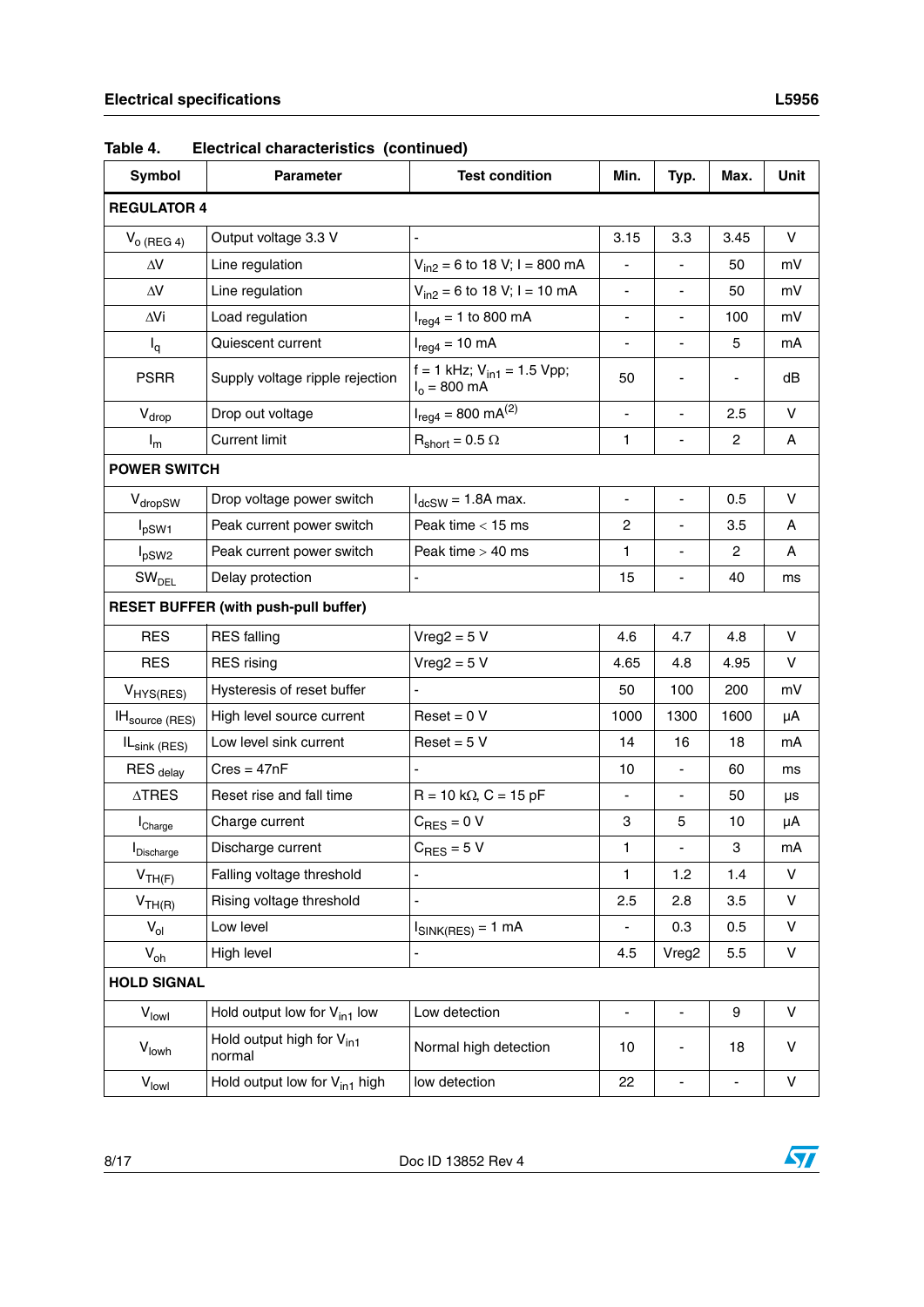**Table 4. Electrical characteristics (continued)**

| Symbol | Parameter | Test condition | Min. | Typ. | Max. | Unit |
|---|---|---|---|---|---|---|
| **REGULATOR 4** | | | | | | |
| $V_{o\ (REG\ 4)}$ | Output voltage 3.3 V | - | 3.15 | 3.3 | 3.45 | V |
| $\Delta V$ | Line regulation | $V_{in2}$ = 6 to 18 V; I = 800 mA | - | - | 50 | mV |
| $\Delta V$ | Line regulation | $V_{in2}$ = 6 to 18 V; I = 10 mA | - | - | 50 | mV |
| $\Delta Vi$ | Load regulation | $I_{reg4}$ = 1 to 800 mA | - | - | 100 | mV |
| $I_q$ | Quiescent current | $I_{reg4}$ = 10 mA | - | - | 5 | mA |
| PSRR | Supply voltage ripple rejection | f = 1 kHz; $V_{in1}$ = 1.5 Vpp; $I_o$ = 800 mA | 50 | - | - | dB |
| $V_{drop}$ | Drop out voltage | $I_{reg4}$ = 800 mA[2] | - | - | 2.5 | V |
| $I_m$ | Current limit | $R_{short}$ = 0.5 Ω | 1 | - | 2 | A |
| **POWER SWITCH** | | | | | | |
| $V_{dropSW}$ | Drop voltage power switch | $I_{dcSW}$ = 1.8A max. | - | - | 0.5 | V |
| $I_{pSW1}$ | Peak current power switch | Peak time < 15 ms | 2 | - | 3.5 | A |
| $I_{pSW2}$ | Peak current power switch | Peak time > 40 ms | 1 | - | 2 | A |
| $SW_{DEL}$ | Delay protection | - | 15 | - | 40 | ms |
| **RESET BUFFER (with push-pull buffer)** | | | | | | |
| RES | RES falling | Vreg2 = 5 V | 4.6 | 4.7 | 4.8 | V |
| RES | RES rising | Vreg2 = 5 V | 4.65 | 4.8 | 4.95 | V |
| $V_{HYS(RES)}$ | Hysteresis of reset buffer | - | 50 | 100 | 200 | mV |
| $IH_{source\ (RES)}$ | High level source current | Reset = 0 V | 1000 | 1300 | 1600 | µA |
| $IL_{sink\ (RES)}$ | Low level sink current | Reset = 5 V | 14 | 16 | 18 | mA |
| $RES_{delay}$ | Cres = 47nF | - | 10 | - | 60 | ms |
| $\Delta TRES$ | Reset rise and fall time | R = 10 kΩ, C = 15 pF | - | - | 50 | µs |
| $I_{Charge}$ | Charge current | $C_{RES}$ = 0 V | 3 | 5 | 10 | µA |
| $I_{Discharge}$ | Discharge current | $C_{RES}$ = 5 V | 1 | - | 3 | mA |
| $V_{TH(F)}$ | Falling voltage threshold | - | 1 | 1.2 | 1.4 | V |
| $V_{TH(R)}$ | Rising voltage threshold | - | 2.5 | 2.8 | 3.5 | V |
| $V_{ol}$ | Low level | $I_{SINK(RES)}$ = 1 mA | - | 0.3 | 0.5 | V |
| $V_{oh}$ | High level | - | 4.5 | Vreg2 | 5.5 | V |
| **HOLD SIGNAL** | | | | | | |
| $V_{lowl}$ | Hold output low for $V_{in1}$ low | Low detection | - | - | 9 | V |
| $V_{lowh}$ | Hold output high for $V_{in1}$ normal | Normal high detection | 10 | - | 18 | V |
| $V_{lowl}$ | Hold output low for $V_{in1}$ high | low detection | 22 | - | - | V |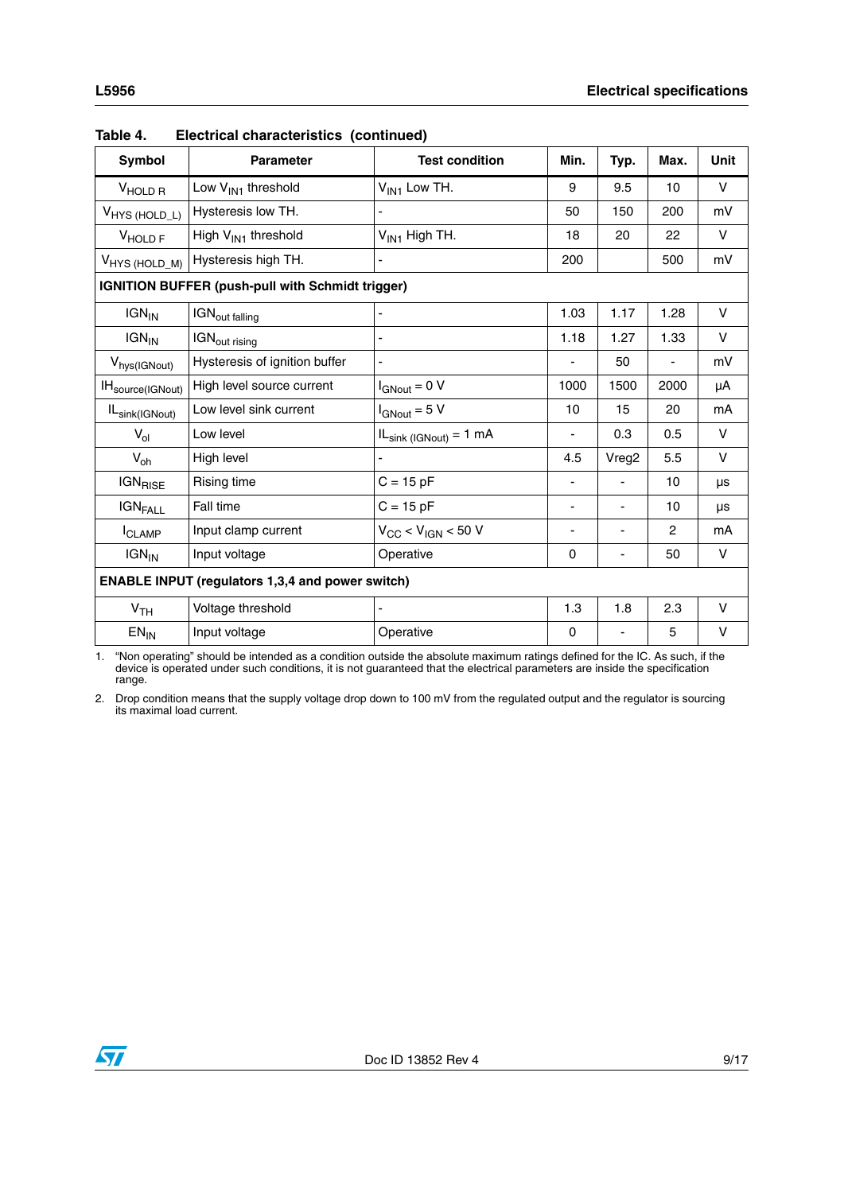Table 4. Electrical characteristics (continued)

| Symbol | Parameter | Test condition | Min. | Typ. | Max. | Unit |
|---|---|---|---|---|---|---|
| $V_{HOLD\ R}$ | Low $V_{IN1}$ threshold | $V_{IN1}$ Low TH. | 9 | 9.5 | 10 | V |
| $V_{HYS\ (HOLD\_L)}$ | Hysteresis low TH. | - | 50 | 150 | 200 | mV |
| $V_{HOLD\ F}$ | High $V_{IN1}$ threshold | $V_{IN1}$ High TH. | 18 | 20 | 22 | V |
| $V_{HYS\ (HOLD\_M)}$ | Hysteresis high TH. | - | 200 | | 500 | mV |
| **IGNITION BUFFER (push-pull with Schmidt trigger)** | | | | | | |
| $IGN_{IN}$ | $IGN_{out\ falling}$ | - | 1.03 | 1.17 | 1.28 | V |
| $IGN_{IN}$ | $IGN_{out\ rising}$ | - | 1.18 | 1.27 | 1.33 | V |
| $V_{hys(IGNout)}$ | Hysteresis of ignition buffer | - | - | 50 | - | mV |
| $IH_{source(IGNout)}$ | High level source current | $I_{GNout} = 0$ V | 1000 | 1500 | 2000 | µA |
| $IL_{sink(IGNout)}$ | Low level sink current | $I_{GNout} = 5$ V | 10 | 15 | 20 | mA |
| $V_{ol}$ | Low level | $IL_{sink\ (IGNout)} = 1$ mA | - | 0.3 | 0.5 | V |
| $V_{oh}$ | High level | - | 4.5 | Vreg2 | 5.5 | V |
| $IGN_{RISE}$ | Rising time | C = 15 pF | - | - | 10 | µs |
| $IGN_{FALL}$ | Fall time | C = 15 pF | - | - | 10 | µs |
| $I_{CLAMP}$ | Input clamp current | $V_{CC} < V_{IGN} < 50$ V | - | - | 2 | mA |
| $IGN_{IN}$ | Input voltage | Operative | 0 | - | 50 | V |
| **ENABLE INPUT (regulators 1,3,4 and power switch)** | | | | | | |
| $V_{TH}$ | Voltage threshold | - | 1.3 | 1.8 | 2.3 | V |
| $EN_{IN}$ | Input voltage | Operative | 0 | - | 5 | V |

1. "Non operating" should be intended as a condition outside the absolute maximum ratings defined for the IC. As such, if the device is operated under such conditions, it is not guaranteed that the electrical parameters are inside the specification range.

2. Drop condition means that the supply voltage drop down to 100 mV from the regulated output and the regulator is sourcing its maximal load current.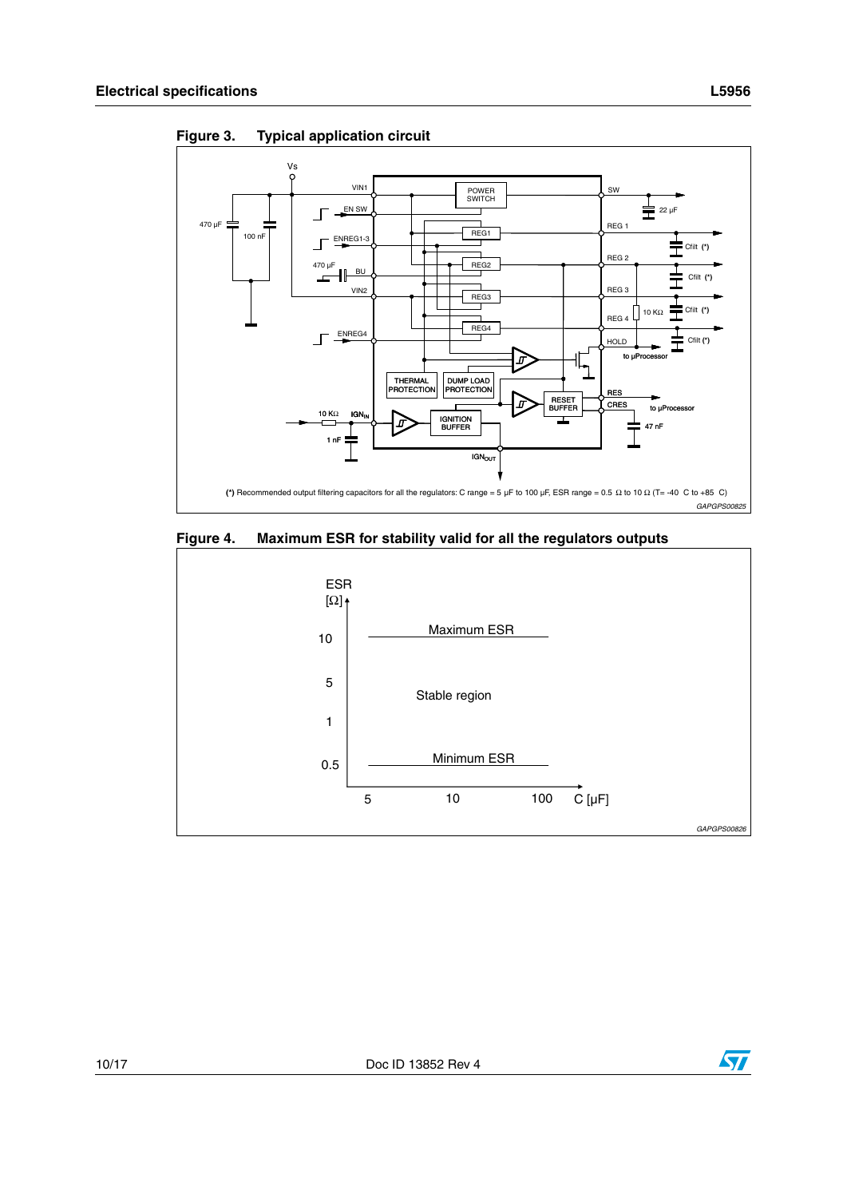## Figure 3. Typical application circuit

(*) Recommended output filtering capacitors for all the regulators: C range = 5 µF to 100 µF, ESR range = 0.5 Ω to 10 Ω (T= -40 C to +85 C)

GAPGPS00825

## Figure 4. Maximum ESR for stability valid for all the regulators outputs

GAPGPS00826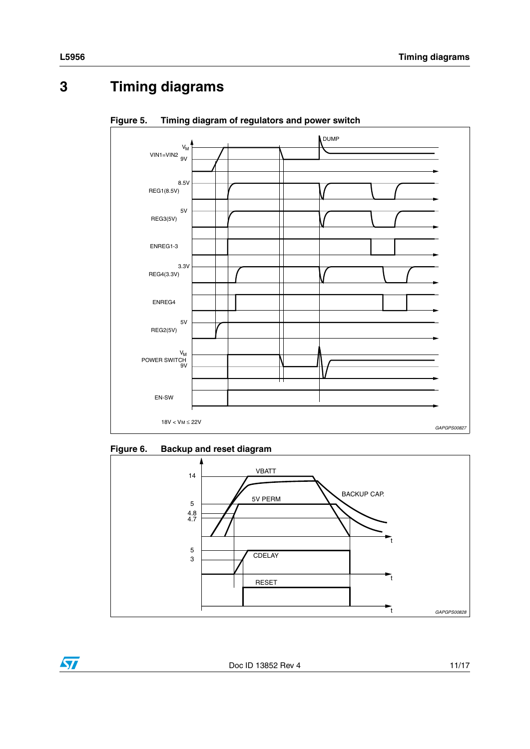# 3 Timing diagrams

**Figure 5. Timing diagram of regulators and power switch**

**Figure 6. Backup and reset diagram**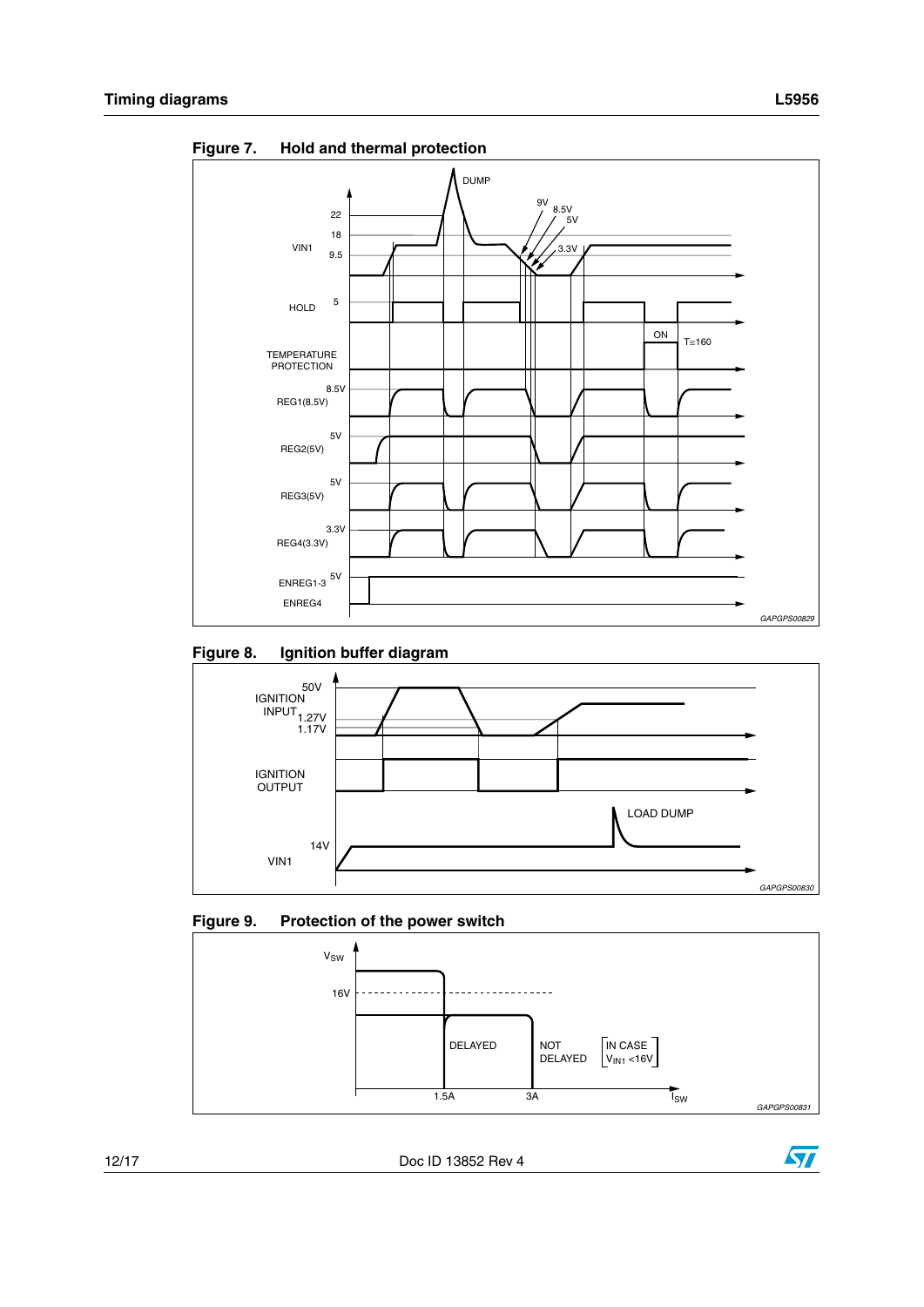## Timing diagrams

**Figure 7. Hold and thermal protection**

**Figure 8. Ignition buffer diagram**

**Figure 9. Protection of the power switch**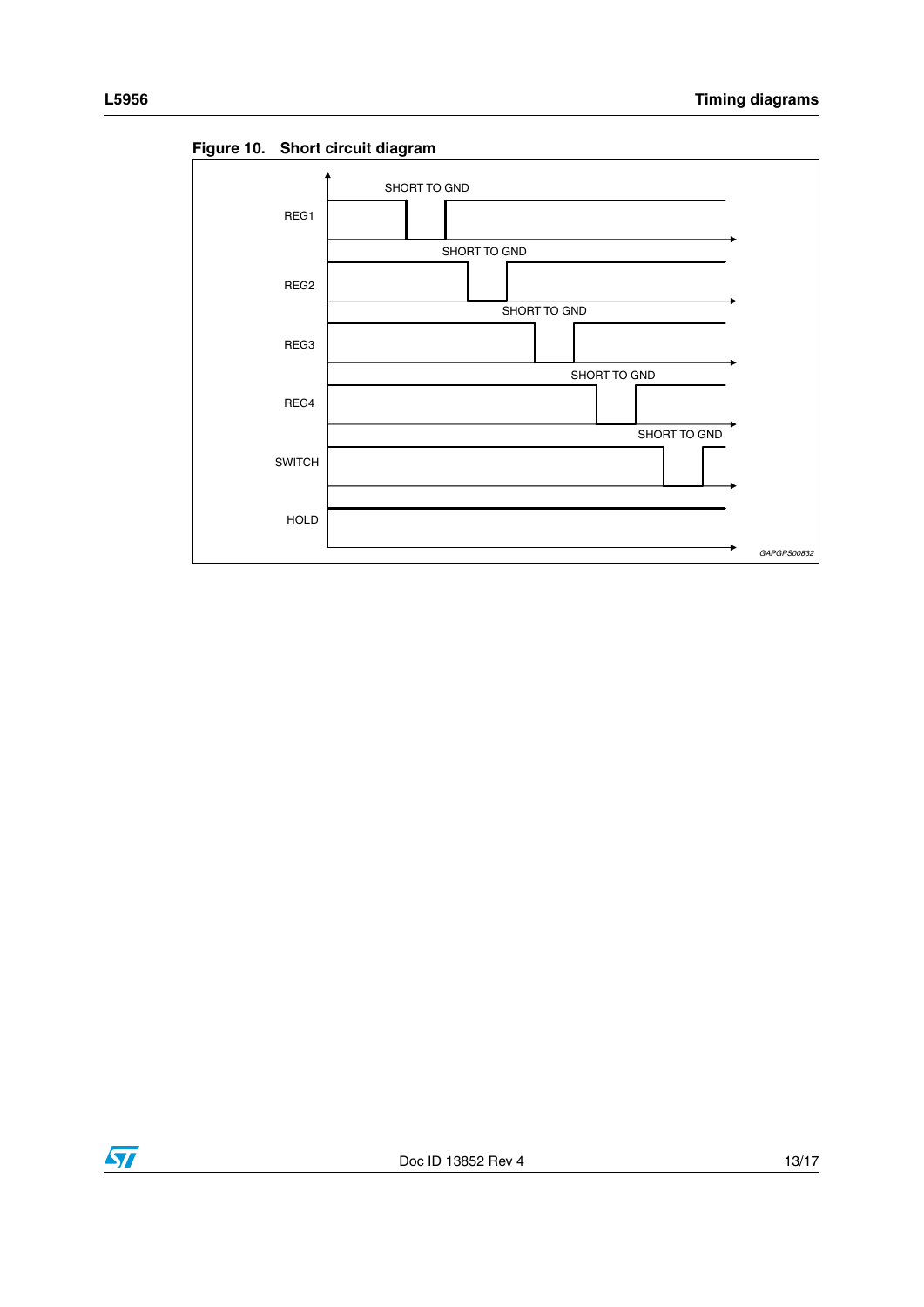**Figure 10. Short circuit diagram**

REG1 — SHORT TO GND

REG2 — SHORT TO GND

REG3 — SHORT TO GND

REG4 — SHORT TO GND

SWITCH — SHORT TO GND

HOLD

GAPGPS00832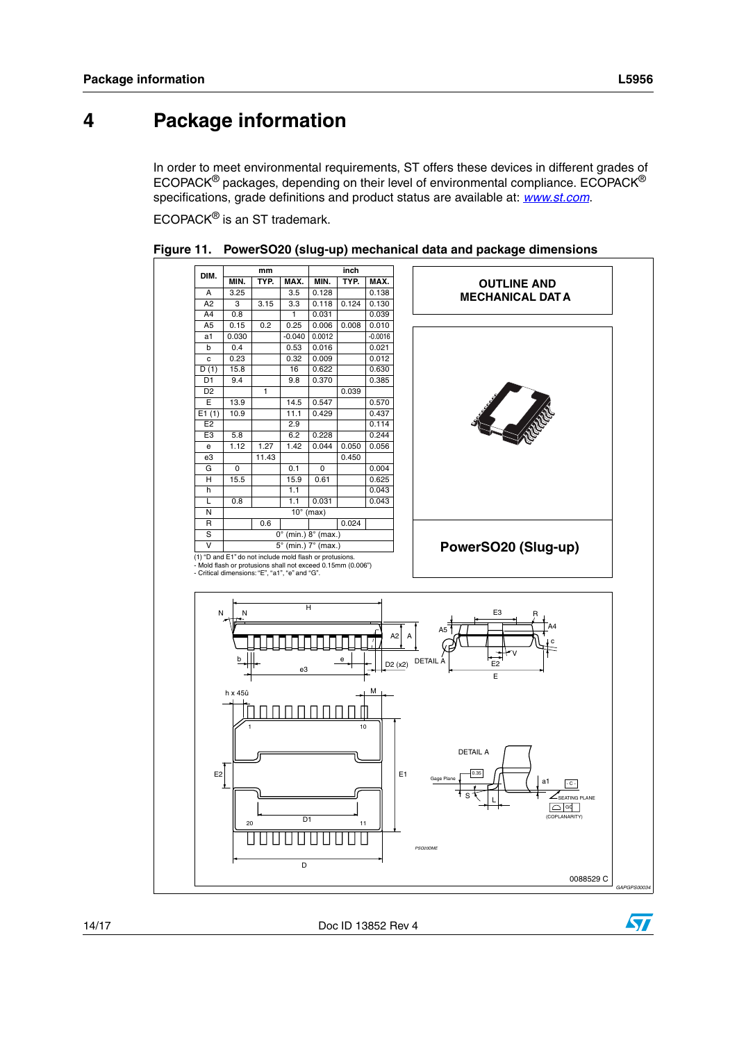# 4 Package information

In order to meet environmental requirements, ST offers these devices in different grades of ECOPACK® packages, depending on their level of environmental compliance. ECOPACK® specifications, grade definitions and product status are available at: *www.st.com*.

ECOPACK® is an ST trademark.

**Figure 11. PowerSO20 (slug-up) mechanical data and package dimensions**

| DIM. | mm | | | inch | | |
|---|---|---|---|---|---|---|
| | MIN. | TYP. | MAX. | MIN. | TYP. | MAX. |
| A | 3.25 | | 3.5 | 0.128 | | 0.138 |
| A2 | 3 | 3.15 | 3.3 | 0.118 | 0.124 | 0.130 |
| A4 | 0.8 | | 1 | 0.031 | | 0.039 |
| A5 | 0.15 | 0.2 | 0.25 | 0.006 | 0.008 | 0.010 |
| a1 | 0.030 | | -0.040 | 0.0012 | | -0.0016 |
| b | 0.4 | | 0.53 | 0.016 | | 0.021 |
| c | 0.23 | | 0.32 | 0.009 | | 0.012 |
| D (1) | 15.8 | | 16 | 0.622 | | 0.630 |
| D1 | 9.4 | | 9.8 | 0.370 | | 0.385 |
| D2 | | 1 | | | 0.039 | |
| E | 13.9 | | 14.5 | 0.547 | | 0.570 |
| E1 (1) | 10.9 | | 11.1 | 0.429 | | 0.437 |
| E2 | | | 2.9 | | | 0.114 |
| E3 | 5.8 | | 6.2 | 0.228 | | 0.244 |
| e | 1.12 | 1.27 | 1.42 | 0.044 | 0.050 | 0.056 |
| e3 | | 11.43 | | | 0.450 | |
| G | 0 | | 0.1 | 0 | | 0.004 |
| H | 15.5 | | 15.9 | 0.61 | | 0.625 |
| h | | | 1.1 | | | 0.043 |
| L | 0.8 | | 1.1 | 0.031 | | 0.043 |
| N | 10° (max) | | | | | |
| R | | 0.6 | | | 0.024 | |
| S | 0° (min.) 8° (max.) | | | | | |
| V | 5° (min.) 7° (max.) | | | | | |

(1) "D and E1" do not include mold flash or protusions.
- Mold flash or protusions shall not exceed 0.15mm (0.006")
- Critical dimensions: "E", "a1", "e" and "G".

**OUTLINE AND MECHANICAL DATA**

**PowerSO20 (Slug-up)**

0088529 C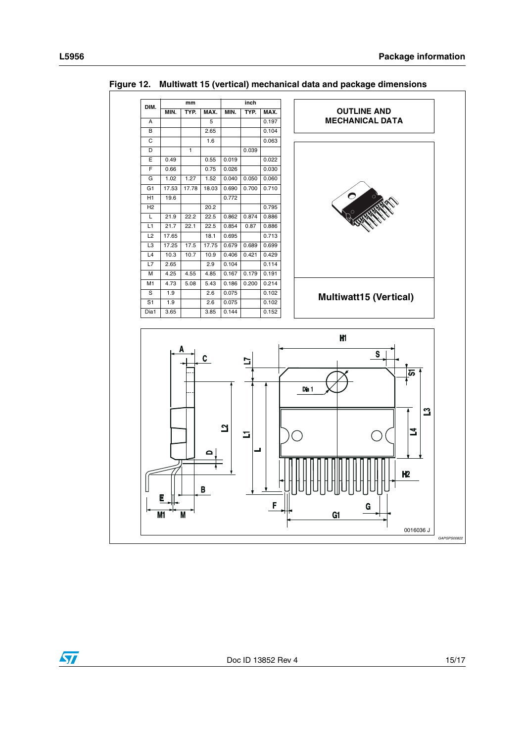**Figure 12. Multiwatt 15 (vertical) mechanical data and package dimensions**

| DIM. | mm | | | inch | | |
|---|---|---|---|---|---|---|
| | MIN. | TYP. | MAX. | MIN. | TYP. | MAX. |
| A | | | 5 | | | 0.197 |
| B | | | 2.65 | | | 0.104 |
| C | | | 1.6 | | | 0.063 |
| D | | 1 | | | 0.039 | |
| E | 0.49 | | 0.55 | 0.019 | | 0.022 |
| F | 0.66 | | 0.75 | 0.026 | | 0.030 |
| G | 1.02 | 1.27 | 1.52 | 0.040 | 0.050 | 0.060 |
| G1 | 17.53 | 17.78 | 18.03 | 0.690 | 0.700 | 0.710 |
| H1 | 19.6 | | | 0.772 | | |
| H2 | | | 20.2 | | | 0.795 |
| L | 21.9 | 22.2 | 22.5 | 0.862 | 0.874 | 0.886 |
| L1 | 21.7 | 22.1 | 22.5 | 0.854 | 0.87 | 0.886 |
| L2 | 17.65 | | 18.1 | 0.695 | | 0.713 |
| L3 | 17.25 | 17.5 | 17.75 | 0.679 | 0.689 | 0.699 |
| L4 | 10.3 | 10.7 | 10.9 | 0.406 | 0.421 | 0.429 |
| L7 | 2.65 | | 2.9 | 0.104 | | 0.114 |
| M | 4.25 | 4.55 | 4.85 | 0.167 | 0.179 | 0.191 |
| M1 | 4.73 | 5.08 | 5.43 | 0.186 | 0.200 | 0.214 |
| S | 1.9 | | 2.6 | 0.075 | | 0.102 |
| S1 | 1.9 | | 2.6 | 0.075 | | 0.102 |
| Dia1 | 3.65 | | 3.85 | 0.144 | | 0.152 |

**OUTLINE AND MECHANICAL DATA**

**Multiwatt15 (Vertical)**

0016036 J

GAPGPS00822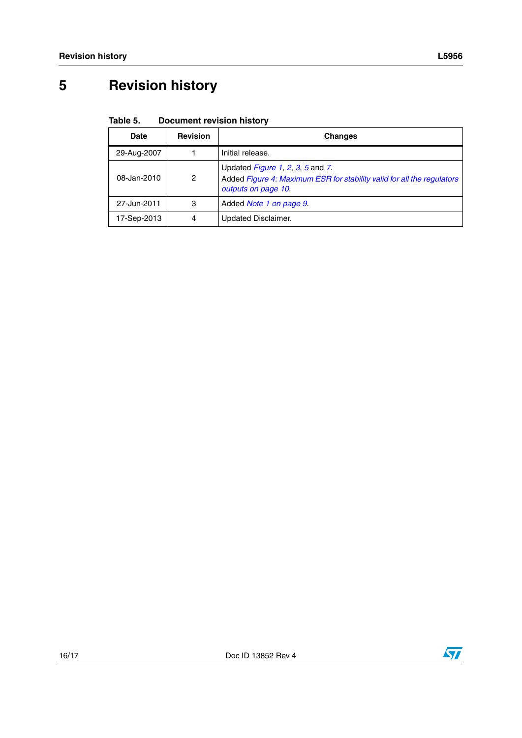# 5 Revision history

**Table 5. Document revision history**

| Date | Revision | Changes |
|---|---|---|
| 29-Aug-2007 | 1 | Initial release. |
| 08-Jan-2010 | 2 | Updated *Figure 1*, *2*, *3*, *5* and *7*.<br>Added *Figure 4: Maximum ESR for stability valid for all the regulators outputs on page 10*. |
| 27-Jun-2011 | 3 | Added *Note 1 on page 9*. |
| 17-Sep-2013 | 4 | Updated Disclaimer. |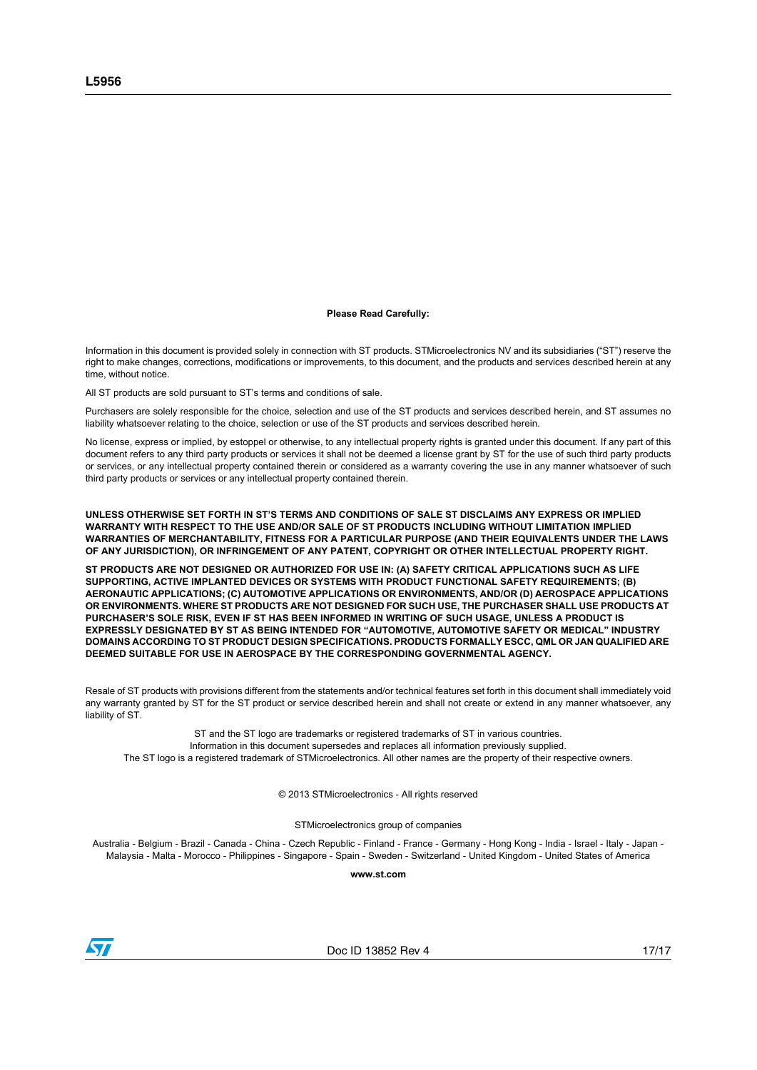**Please Read Carefully:**

Information in this document is provided solely in connection with ST products. STMicroelectronics NV and its subsidiaries (“ST”) reserve the right to make changes, corrections, modifications or improvements, to this document, and the products and services described herein at any time, without notice.

All ST products are sold pursuant to ST’s terms and conditions of sale.

Purchasers are solely responsible for the choice, selection and use of the ST products and services described herein, and ST assumes no liability whatsoever relating to the choice, selection or use of the ST products and services described herein.

No license, express or implied, by estoppel or otherwise, to any intellectual property rights is granted under this document. If any part of this document refers to any third party products or services it shall not be deemed a license grant by ST for the use of such third party products or services, or any intellectual property contained therein or considered as a warranty covering the use in any manner whatsoever of such third party products or services or any intellectual property contained therein.

**UNLESS OTHERWISE SET FORTH IN ST’S TERMS AND CONDITIONS OF SALE ST DISCLAIMS ANY EXPRESS OR IMPLIED WARRANTY WITH RESPECT TO THE USE AND/OR SALE OF ST PRODUCTS INCLUDING WITHOUT LIMITATION IMPLIED WARRANTIES OF MERCHANTABILITY, FITNESS FOR A PARTICULAR PURPOSE (AND THEIR EQUIVALENTS UNDER THE LAWS OF ANY JURISDICTION), OR INFRINGEMENT OF ANY PATENT, COPYRIGHT OR OTHER INTELLECTUAL PROPERTY RIGHT.**

**ST PRODUCTS ARE NOT DESIGNED OR AUTHORIZED FOR USE IN: (A) SAFETY CRITICAL APPLICATIONS SUCH AS LIFE SUPPORTING, ACTIVE IMPLANTED DEVICES OR SYSTEMS WITH PRODUCT FUNCTIONAL SAFETY REQUIREMENTS; (B) AERONAUTIC APPLICATIONS; (C) AUTOMOTIVE APPLICATIONS OR ENVIRONMENTS, AND/OR (D) AEROSPACE APPLICATIONS OR ENVIRONMENTS. WHERE ST PRODUCTS ARE NOT DESIGNED FOR SUCH USE, THE PURCHASER SHALL USE PRODUCTS AT PURCHASER’S SOLE RISK, EVEN IF ST HAS BEEN INFORMED IN WRITING OF SUCH USAGE, UNLESS A PRODUCT IS EXPRESSLY DESIGNATED BY ST AS BEING INTENDED FOR “AUTOMOTIVE, AUTOMOTIVE SAFETY OR MEDICAL” INDUSTRY DOMAINS ACCORDING TO ST PRODUCT DESIGN SPECIFICATIONS. PRODUCTS FORMALLY ESCC, QML OR JAN QUALIFIED ARE DEEMED SUITABLE FOR USE IN AEROSPACE BY THE CORRESPONDING GOVERNMENTAL AGENCY.**

Resale of ST products with provisions different from the statements and/or technical features set forth in this document shall immediately void any warranty granted by ST for the ST product or service described herein and shall not create or extend in any manner whatsoever, any liability of ST.

ST and the ST logo are trademarks or registered trademarks of ST in various countries.
Information in this document supersedes and replaces all information previously supplied.
The ST logo is a registered trademark of STMicroelectronics. All other names are the property of their respective owners.

© 2013 STMicroelectronics - All rights reserved

STMicroelectronics group of companies

Australia - Belgium - Brazil - Canada - China - Czech Republic - Finland - France - Germany - Hong Kong - India - Israel - Italy - Japan - Malaysia - Malta - Morocco - Philippines - Singapore - Spain - Sweden - Switzerland - United Kingdom - United States of America

**www.st.com**